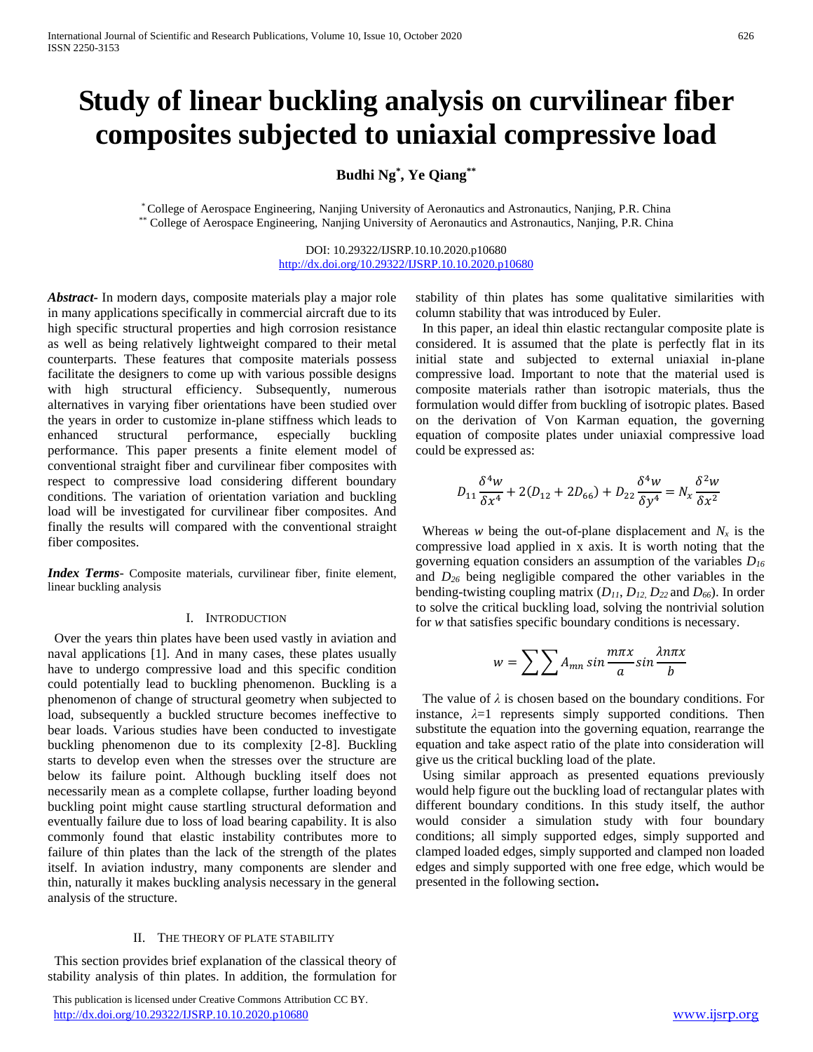# Study of linear buckling analysis on curvilinear fiber composites subjected to uniaxial compressive load

**Budhi Ng[*], Ye Qiang[**]**

[*] College of Aerospace Engineering, Nanjing University of Aeronautics and Astronautics, Nanjing, P.R. China
[**] College of Aerospace Engineering, Nanjing University of Aeronautics and Astronautics, Nanjing, P.R. China

DOI: 10.29322/IJSRP.10.10.2020.p10680
http://dx.doi.org/10.29322/IJSRP.10.10.2020.p10680

***Abstract***- In modern days, composite materials play a major role in many applications specifically in commercial aircraft due to its high specific structural properties and high corrosion resistance as well as being relatively lightweight compared to their metal counterparts. These features that composite materials possess facilitate the designers to come up with various possible designs with high structural efficiency. Subsequently, numerous alternatives in varying fiber orientations have been studied over the years in order to customize in-plane stiffness which leads to enhanced structural performance, especially buckling performance. This paper presents a finite element model of conventional straight fiber and curvilinear fiber composites with respect to compressive load considering different boundary conditions. The variation of orientation variation and buckling load will be investigated for curvilinear fiber composites. And finally the results will compared with the conventional straight fiber composites.

***Index Terms***- Composite materials, curvilinear fiber, finite element, linear buckling analysis

## I. Introduction

Over the years thin plates have been used vastly in aviation and naval applications [1]. And in many cases, these plates usually have to undergo compressive load and this specific condition could potentially lead to buckling phenomenon. Buckling is a phenomenon of change of structural geometry when subjected to load, subsequently a buckled structure becomes ineffective to bear loads. Various studies have been conducted to investigate buckling phenomenon due to its complexity [2-8]. Buckling starts to develop even when the stresses over the structure are below its failure point. Although buckling itself does not necessarily mean as a complete collapse, further loading beyond buckling point might cause startling structural deformation and eventually failure due to loss of load bearing capability. It is also commonly found that elastic instability contributes more to failure of thin plates than the lack of the strength of the plates itself. In aviation industry, many components are slender and thin, naturally it makes buckling analysis necessary in the general analysis of the structure.

## II. The theory of plate stability

This section provides brief explanation of the classical theory of stability analysis of thin plates. In addition, the formulation for stability of thin plates has some qualitative similarities with column stability that was introduced by Euler.

In this paper, an ideal thin elastic rectangular composite plate is considered. It is assumed that the plate is perfectly flat in its initial state and subjected to external uniaxial in-plane compressive load. Important to note that the material used is composite materials rather than isotropic materials, thus the formulation would differ from buckling of isotropic plates. Based on the derivation of Von Karman equation, the governing equation of composite plates under uniaxial compressive load could be expressed as:

$$D_{11}\frac{\delta^4 w}{\delta x^4} + 2(D_{12} + 2D_{66}) + D_{22}\frac{\delta^4 w}{\delta y^4} = N_x\frac{\delta^2 w}{\delta x^2}$$

Whereas $w$ being the out-of-plane displacement and $N_x$ is the compressive load applied in x axis. It is worth noting that the governing equation considers an assumption of the variables $D_{16}$ and $D_{26}$ being negligible compared the other variables in the bending-twisting coupling matrix ($D_{11}$, $D_{12}$, $D_{22}$ and $D_{66}$). In order to solve the critical buckling load, solving the nontrivial solution for $w$ that satisfies specific boundary conditions is necessary.

$$w = \sum\sum A_{mn}\sin\frac{m\pi x}{a}\sin\frac{\lambda n\pi x}{b}$$

The value of $\lambda$ is chosen based on the boundary conditions. For instance, $\lambda$=1 represents simply supported conditions. Then substitute the equation into the governing equation, rearrange the equation and take aspect ratio of the plate into consideration will give us the critical buckling load of the plate.

Using similar approach as presented equations previously would help figure out the buckling load of rectangular plates with different boundary conditions. In this study itself, the author would consider a simulation study with four boundary conditions; all simply supported edges, simply supported and clamped loaded edges, simply supported and clamped non loaded edges and simply supported with one free edge, which would be presented in the following section**.**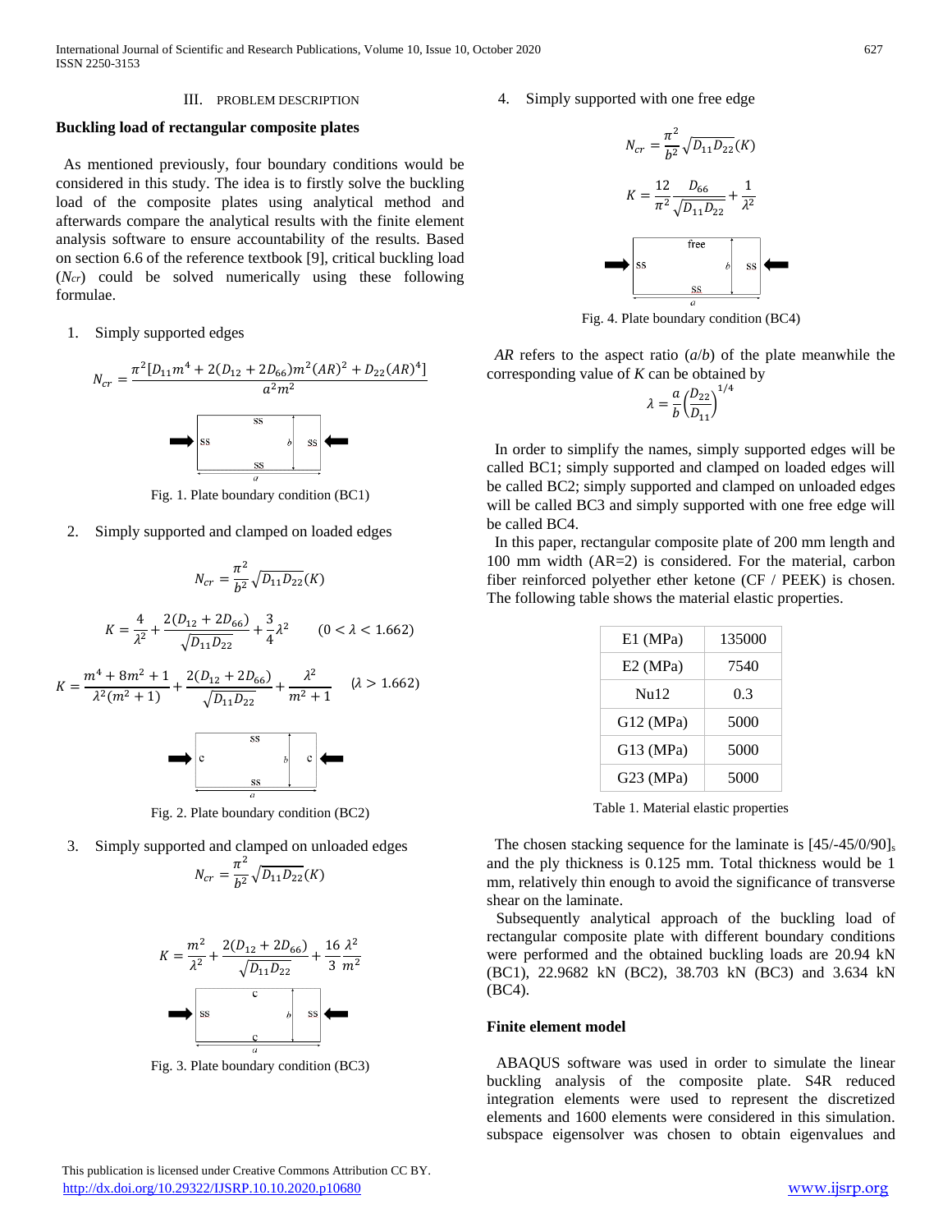## III. PROBLEM DESCRIPTION

### Buckling load of rectangular composite plates

As mentioned previously, four boundary conditions would be considered in this study. The idea is to firstly solve the buckling load of the composite plates using analytical method and afterwards compare the analytical results with the finite element analysis software to ensure accountability of the results. Based on section 6.6 of the reference textbook [9], critical buckling load ($N_{cr}$) could be solved numerically using these following formulae.

1. Simply supported edges

$$N_{cr} = \frac{\pi^2[D_{11}m^4 + 2(D_{12} + 2D_{66})m^2(AR)^2 + D_{22}(AR)^4]}{a^2m^2}$$

Fig. 1. Plate boundary condition (BC1)

2. Simply supported and clamped on loaded edges

$$N_{cr} = \frac{\pi^2}{b^2}\sqrt{D_{11}D_{22}}(K)$$

$$K = \frac{4}{\lambda^2} + \frac{2(D_{12} + 2D_{66})}{\sqrt{D_{11}D_{22}}} + \frac{3}{4}\lambda^2 \qquad (0 < \lambda < 1.662)$$

$$K = \frac{m^4 + 8m^2 + 1}{\lambda^2(m^2+1)} + \frac{2(D_{12} + 2D_{66})}{\sqrt{D_{11}D_{22}}} + \frac{\lambda^2}{m^2+1} \qquad (\lambda > 1.662)$$

Fig. 2. Plate boundary condition (BC2)

3. Simply supported and clamped on unloaded edges

$$N_{cr} = \frac{\pi^2}{b^2}\sqrt{D_{11}D_{22}}(K)$$

$$K = \frac{m^2}{\lambda^2} + \frac{2(D_{12} + 2D_{66})}{\sqrt{D_{11}D_{22}}} + \frac{16}{3}\frac{\lambda^2}{m^2}$$

Fig. 3. Plate boundary condition (BC3)

4. Simply supported with one free edge

$$N_{cr} = \frac{\pi^2}{b^2}\sqrt{D_{11}D_{22}}(K)$$

$$K = \frac{12}{\pi^2}\frac{D_{66}}{\sqrt{D_{11}D_{22}}} + \frac{1}{\lambda^2}$$

Fig. 4. Plate boundary condition (BC4)

*AR* refers to the aspect ratio (*a*/*b*) of the plate meanwhile the corresponding value of *K* can be obtained by

$$\lambda = \frac{a}{b}\left(\frac{D_{22}}{D_{11}}\right)^{1/4}$$

In order to simplify the names, simply supported edges will be called BC1; simply supported and clamped on loaded edges will be called BC2; simply supported and clamped on unloaded edges will be called BC3 and simply supported with one free edge will be called BC4.

In this paper, rectangular composite plate of 200 mm length and 100 mm width (AR=2) is considered. For the material, carbon fiber reinforced polyether ether ketone (CF / PEEK) is chosen. The following table shows the material elastic properties.

| E1 (MPa) | 135000 |
|---|---|
| E2 (MPa) | 7540 |
| Nu12 | 0.3 |
| G12 (MPa) | 5000 |
| G13 (MPa) | 5000 |
| G23 (MPa) | 5000 |

Table 1. Material elastic properties

The chosen stacking sequence for the laminate is $[45/\text{-}45/0/90]_s$ and the ply thickness is 0.125 mm. Total thickness would be 1 mm, relatively thin enough to avoid the significance of transverse shear on the laminate.

Subsequently analytical approach of the buckling load of rectangular composite plate with different boundary conditions were performed and the obtained buckling loads are 20.94 kN (BC1), 22.9682 kN (BC2), 38.703 kN (BC3) and 3.634 kN (BC4).

### Finite element model

ABAQUS software was used in order to simulate the linear buckling analysis of the composite plate. S4R reduced integration elements were used to represent the discretized elements and 1600 elements were considered in this simulation. subspace eigensolver was chosen to obtain eigenvalues and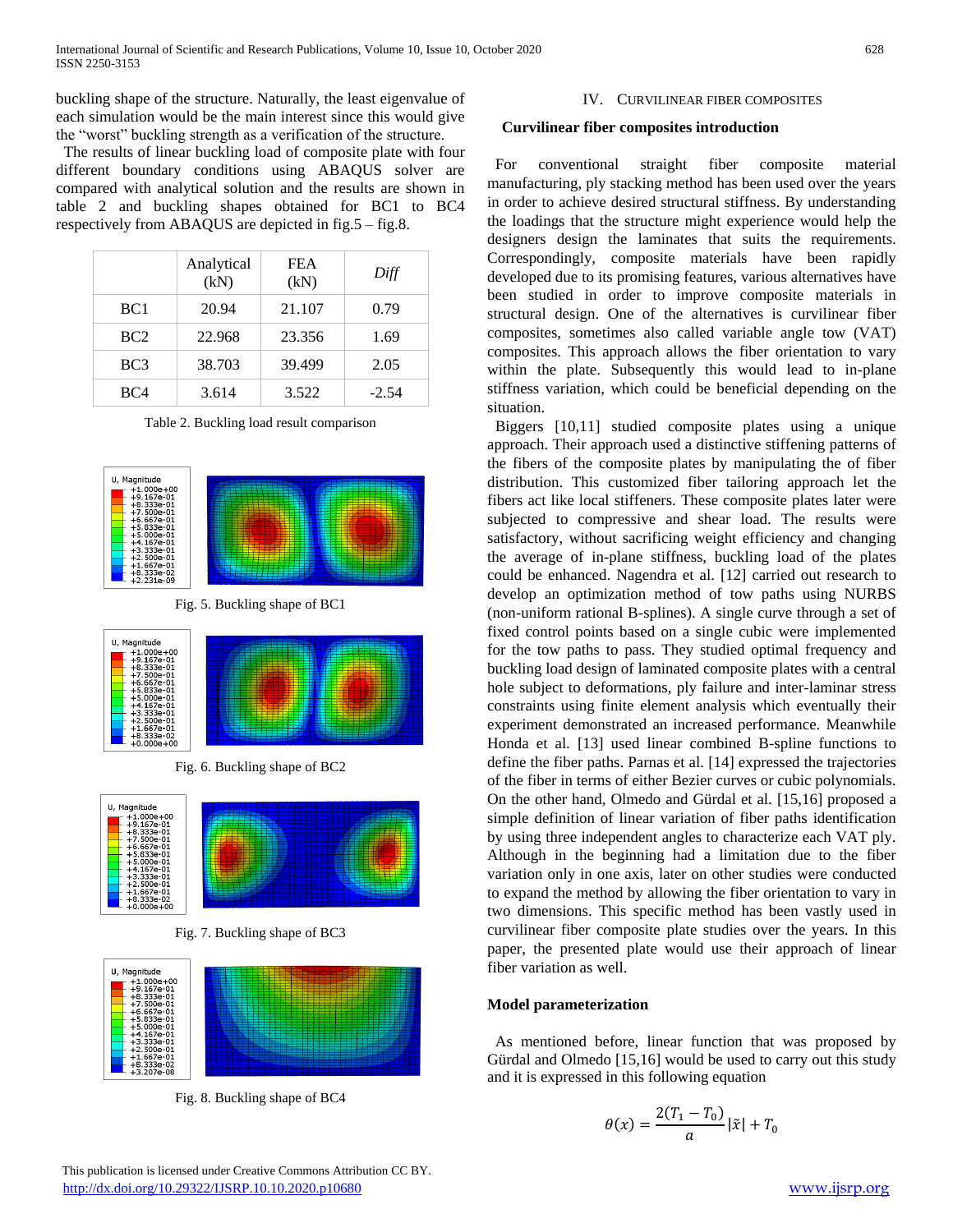buckling shape of the structure. Naturally, the least eigenvalue of each simulation would be the main interest since this would give the "worst" buckling strength as a verification of the structure.

The results of linear buckling load of composite plate with four different boundary conditions using ABAQUS solver are compared with analytical solution and the results are shown in table 2 and buckling shapes obtained for BC1 to BC4 respectively from ABAQUS are depicted in fig.5 – fig.8.

| | Analytical (kN) | FEA (kN) | *Diff* |
|---|---|---|---|
| BC1 | 20.94 | 21.107 | 0.79 |
| BC2 | 22.968 | 23.356 | 1.69 |
| BC3 | 38.703 | 39.499 | 2.05 |
| BC4 | 3.614 | 3.522 | -2.54 |

Table 2. Buckling load result comparison

Fig. 5. Buckling shape of BC1

Fig. 6. Buckling shape of BC2

Fig. 7. Buckling shape of BC3

Fig. 8. Buckling shape of BC4

## IV. Curvilinear Fiber Composites

### Curvilinear fiber composites introduction

For conventional straight fiber composite material manufacturing, ply stacking method has been used over the years in order to achieve desired structural stiffness. By understanding the loadings that the structure might experience would help the designers design the laminates that suits the requirements. Correspondingly, composite materials have been rapidly developed due to its promising features, various alternatives have been studied in order to improve composite materials in structural design. One of the alternatives is curvilinear fiber composites, sometimes also called variable angle tow (VAT) composites. This approach allows the fiber orientation to vary within the plate. Subsequently this would lead to in-plane stiffness variation, which could be beneficial depending on the situation.

Biggers [10,11] studied composite plates using a unique approach. Their approach used a distinctive stiffening patterns of the fibers of the composite plates by manipulating the of fiber distribution. This customized fiber tailoring approach let the fibers act like local stiffeners. These composite plates later were subjected to compressive and shear load. The results were satisfactory, without sacrificing weight efficiency and changing the average of in-plane stiffness, buckling load of the plates could be enhanced. Nagendra et al. [12] carried out research to develop an optimization method of tow paths using NURBS (non-uniform rational B-splines). A single curve through a set of fixed control points based on a single cubic were implemented for the tow paths to pass. They studied optimal frequency and buckling load design of laminated composite plates with a central hole subject to deformations, ply failure and inter-laminar stress constraints using finite element analysis which eventually their experiment demonstrated an increased performance. Meanwhile Honda et al. [13] used linear combined B-spline functions to define the fiber paths. Parnas et al. [14] expressed the trajectories of the fiber in terms of either Bezier curves or cubic polynomials. On the other hand, Olmedo and Gürdal et al. [15,16] proposed a simple definition of linear variation of fiber paths identification by using three independent angles to characterize each VAT ply. Although in the beginning had a limitation due to the fiber variation only in one axis, later on other studies were conducted to expand the method by allowing the fiber orientation to vary in two dimensions. This specific method has been vastly used in curvilinear fiber composite plate studies over the years. In this paper, the presented plate would use their approach of linear fiber variation as well.

### Model parameterization

As mentioned before, linear function that was proposed by Gürdal and Olmedo [15,16] would be used to carry out this study and it is expressed in this following equation

$$\theta(x) = \frac{2(T_1 - T_0)}{a}|\tilde{x}| + T_0$$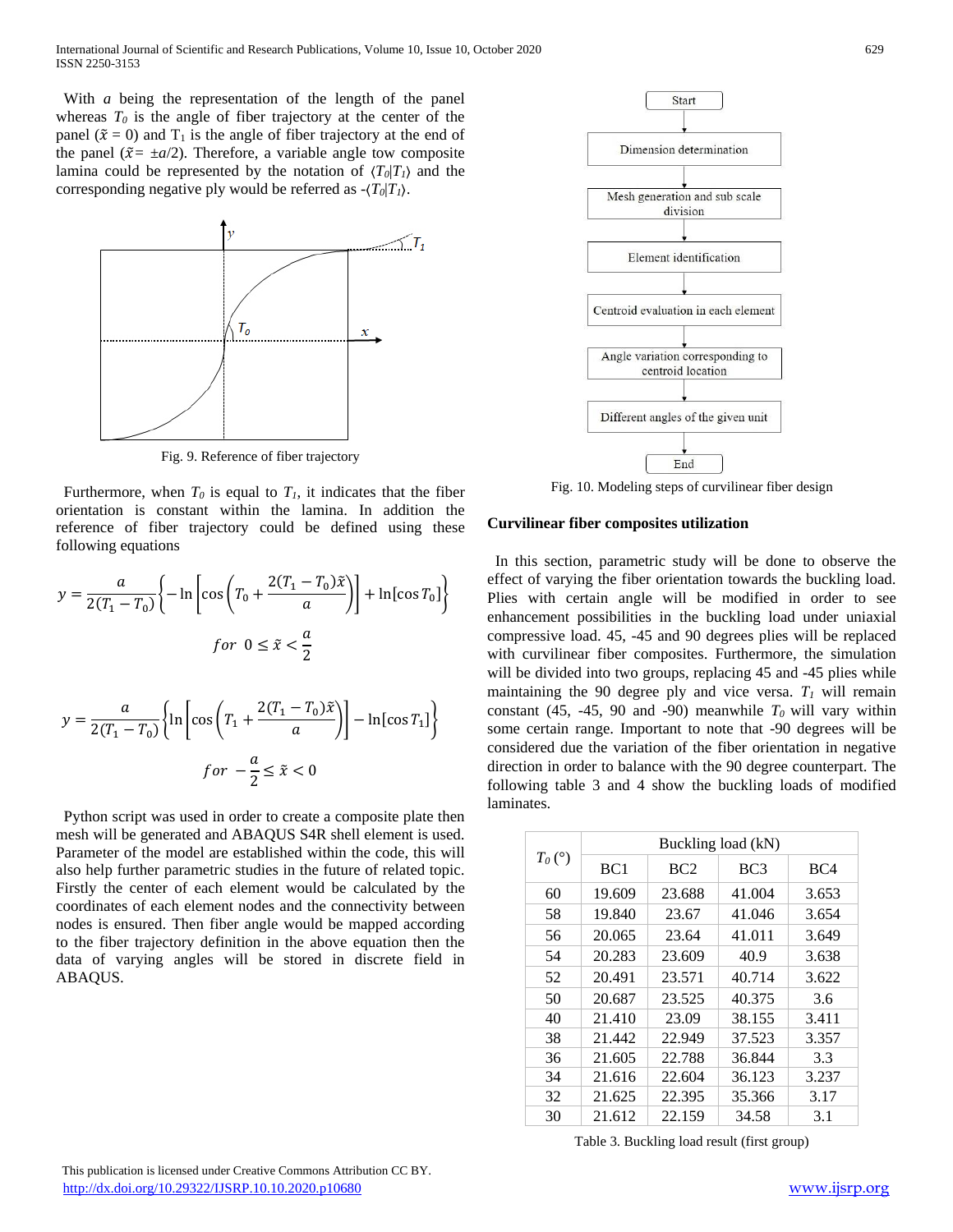With $a$ being the representation of the length of the panel whereas $T_0$ is the angle of fiber trajectory at the center of the panel ($\tilde{x} = 0$) and $T_1$ is the angle of fiber trajectory at the end of the panel ($\tilde{x} = \pm a/2$). Therefore, a variable angle tow composite lamina could be represented by the notation of $\langle T_0|T_1\rangle$ and the corresponding negative ply would be referred as $-\langle T_0|T_1\rangle$.

Fig. 9. Reference of fiber trajectory

Furthermore, when $T_0$ is equal to $T_1$, it indicates that the fiber orientation is constant within the lamina. In addition the reference of fiber trajectory could be defined using these following equations

$$y = \frac{a}{2(T_1 - T_0)}\left\{-\ln\left[\cos\left(T_0 + \frac{2(T_1 - T_0)\tilde{x}}{a}\right)\right] + \ln[\cos T_0]\right\}$$

$$for \ \ 0 \leq \tilde{x} < \frac{a}{2}$$

$$y = \frac{a}{2(T_1 - T_0)}\left\{\ln\left[\cos\left(T_1 + \frac{2(T_1 - T_0)\tilde{x}}{a}\right)\right] - \ln[\cos T_1]\right\}$$

$$for \ \ -\frac{a}{2} \leq \tilde{x} < 0$$

Python script was used in order to create a composite plate then mesh will be generated and ABAQUS S4R shell element is used. Parameter of the model are established within the code, this will also help further parametric studies in the future of related topic. Firstly the center of each element would be calculated by the coordinates of each element nodes and the connectivity between nodes is ensured. Then fiber angle would be mapped according to the fiber trajectory definition in the above equation then the data of varying angles will be stored in discrete field in ABAQUS.

Start → Dimension determination → Mesh generation and sub scale division → Element identification → Centroid evaluation in each element → Angle variation corresponding to centroid location → Different angles of the given unit → End

Fig. 10. Modeling steps of curvilinear fiber design

**Curvilinear fiber composites utilization**

In this section, parametric study will be done to observe the effect of varying the fiber orientation towards the buckling load. Plies with certain angle will be modified in order to see enhancement possibilities in the buckling load under uniaxial compressive load. 45, -45 and 90 degrees plies will be replaced with curvilinear fiber composites. Furthermore, the simulation will be divided into two groups, replacing 45 and -45 plies while maintaining the 90 degree ply and vice versa. $T_1$ will remain constant (45, -45, 90 and -90) meanwhile $T_0$ will vary within some certain range. Important to note that -90 degrees will be considered due the variation of the fiber orientation in negative direction in order to balance with the 90 degree counterpart. The following table 3 and 4 show the buckling loads of modified laminates.

| $T_0$ (°) | Buckling load (kN) | | | |
|---|---|---|---|---|
| | BC1 | BC2 | BC3 | BC4 |
| 60 | 19.609 | 23.688 | 41.004 | 3.653 |
| 58 | 19.840 | 23.67 | 41.046 | 3.654 |
| 56 | 20.065 | 23.64 | 41.011 | 3.649 |
| 54 | 20.283 | 23.609 | 40.9 | 3.638 |
| 52 | 20.491 | 23.571 | 40.714 | 3.622 |
| 50 | 20.687 | 23.525 | 40.375 | 3.6 |
| 40 | 21.410 | 23.09 | 38.155 | 3.411 |
| 38 | 21.442 | 22.949 | 37.523 | 3.357 |
| 36 | 21.605 | 22.788 | 36.844 | 3.3 |
| 34 | 21.616 | 22.604 | 36.123 | 3.237 |
| 32 | 21.625 | 22.395 | 35.366 | 3.17 |
| 30 | 21.612 | 22.159 | 34.58 | 3.1 |

Table 3. Buckling load result (first group)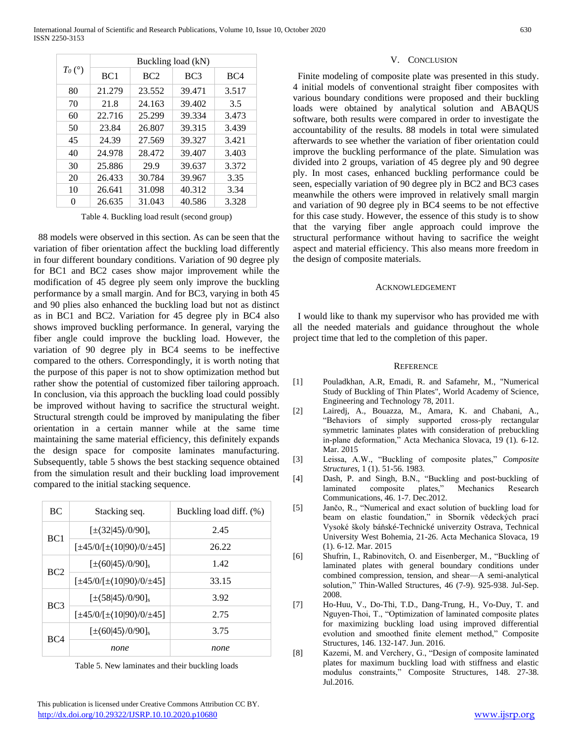| $T_0$ (°) | Buckling load (kN) | | | |
|---|---|---|---|---|
| | BC1 | BC2 | BC3 | BC4 |
| 80 | 21.279 | 23.552 | 39.471 | 3.517 |
| 70 | 21.8 | 24.163 | 39.402 | 3.5 |
| 60 | 22.716 | 25.299 | 39.334 | 3.473 |
| 50 | 23.84 | 26.807 | 39.315 | 3.439 |
| 45 | 24.39 | 27.569 | 39.327 | 3.421 |
| 40 | 24.978 | 28.472 | 39.407 | 3.403 |
| 30 | 25.886 | 29.9 | 39.637 | 3.372 |
| 20 | 26.433 | 30.784 | 39.967 | 3.35 |
| 10 | 26.641 | 31.098 | 40.312 | 3.34 |
| 0 | 26.635 | 31.043 | 40.586 | 3.328 |

Table 4. Buckling load result (second group)

88 models were observed in this section. As can be seen that the variation of fiber orientation affect the buckling load differently in four different boundary conditions. Variation of 90 degree ply for BC1 and BC2 cases show major improvement while the modification of 45 degree ply seem only improve the buckling performance by a small margin. And for BC3, varying in both 45 and 90 plies also enhanced the buckling load but not as distinct as in BC1 and BC2. Variation for 45 degree ply in BC4 also shows improved buckling performance. In general, varying the fiber angle could improve the buckling load. However, the variation of 90 degree ply in BC4 seems to be ineffective compared to the others. Correspondingly, it is worth noting that the purpose of this paper is not to show optimization method but rather show the potential of customized fiber tailoring approach. In conclusion, via this approach the buckling load could possibly be improved without having to sacrifice the structural weight. Structural strength could be improved by manipulating the fiber orientation in a certain manner while at the same time maintaining the same material efficiency, this definitely expands the design space for composite laminates manufacturing. Subsequently, table 5 shows the best stacking sequence obtained from the simulation result and their buckling load improvement compared to the initial stacking sequence.

| BC | Stacking seq. | Buckling load diff. (%) |
|---|---|---|
| BC1 | $[\pm\langle 32\|45\rangle/0/90]_s$ | 2.45 |
| | $[\pm 45/0/[\pm\langle 10\|90\rangle/0/\pm 45]$ | 26.22 |
| BC2 | $[\pm\langle 60\|45\rangle/0/90]_s$ | 1.42 |
| | $[\pm 45/0/[\pm\langle 10\|90\rangle/0/\pm 45]$ | 33.15 |
| BC3 | $[\pm\langle 58\|45\rangle/0/90]_s$ | 3.92 |
| | $[\pm 45/0/[\pm\langle 10\|90\rangle/0/\pm 45]$ | 2.75 |
| BC4 | $[\pm\langle 60\|45\rangle/0/90]_s$ | 3.75 |
| | *none* | *none* |

Table 5. New laminates and their buckling loads

## V. Conclusion

Finite modeling of composite plate was presented in this study. 4 initial models of conventional straight fiber composites with various boundary conditions were proposed and their buckling loads were obtained by analytical solution and ABAQUS software, both results were compared in order to investigate the accountability of the results. 88 models in total were simulated afterwards to see whether the variation of fiber orientation could improve the buckling performance of the plate. Simulation was divided into 2 groups, variation of 45 degree ply and 90 degree ply. In most cases, enhanced buckling performance could be seen, especially variation of 90 degree ply in BC2 and BC3 cases meanwhile the others were improved in relatively small margin and variation of 90 degree ply in BC4 seems to be not effective for this case study. However, the essence of this study is to show that the varying fiber angle approach could improve the structural performance without having to sacrifice the weight aspect and material efficiency. This also means more freedom in the design of composite materials.

## Acknowledgement

I would like to thank my supervisor who has provided me with all the needed materials and guidance throughout the whole project time that led to the completion of this paper.

## Reference

[1] Pouladkhan, A.R, Emadi, R. and Safamehr, M., "Numerical Study of Buckling of Thin Plates", World Academy of Science, Engineering and Technology 78, 2011.

[2] Lairedj, A., Bouazza, M., Amara, K. and Chabani, A., "Behaviors of simply supported cross-ply rectangular symmetric laminates plates with consideration of prebuckling in-plane deformation," Acta Mechanica Slovaca, 19 (1). 6-12. Mar. 2015

[3] Leissa, A.W., "Buckling of composite plates," *Composite Structures*, 1 (1). 51-56. 1983.

[4] Dash, P. and Singh, B.N., "Buckling and post-buckling of laminated composite plates," Mechanics Research Communications, 46. 1-7. Dec.2012.

[5] Jančo, R., "Numerical and exact solution of buckling load for beam on elastic foundation," in Sborník vědeckých prací Vysoké školy báňské-Technické univerzity Ostrava, Technical University West Bohemia, 21-26. Acta Mechanica Slovaca, 19 (1). 6-12. Mar. 2015

[6] Shufrin, I., Rabinovitch, O. and Eisenberger, M., "Buckling of laminated plates with general boundary conditions under combined compression, tension, and shear—A semi-analytical solution," Thin-Walled Structures, 46 (7-9). 925-938. Jul-Sep. 2008.

[7] Ho-Huu, V., Do-Thi, T.D., Dang-Trung, H., Vo-Duy, T. and Nguyen-Thoi, T., "Optimization of laminated composite plates for maximizing buckling load using improved differential evolution and smoothed finite element method," Composite Structures, 146. 132-147. Jun. 2016.

[8] Kazemi, M. and Verchery, G., "Design of composite laminated plates for maximum buckling load with stiffness and elastic modulus constraints," Composite Structures, 148. 27-38. Jul.2016.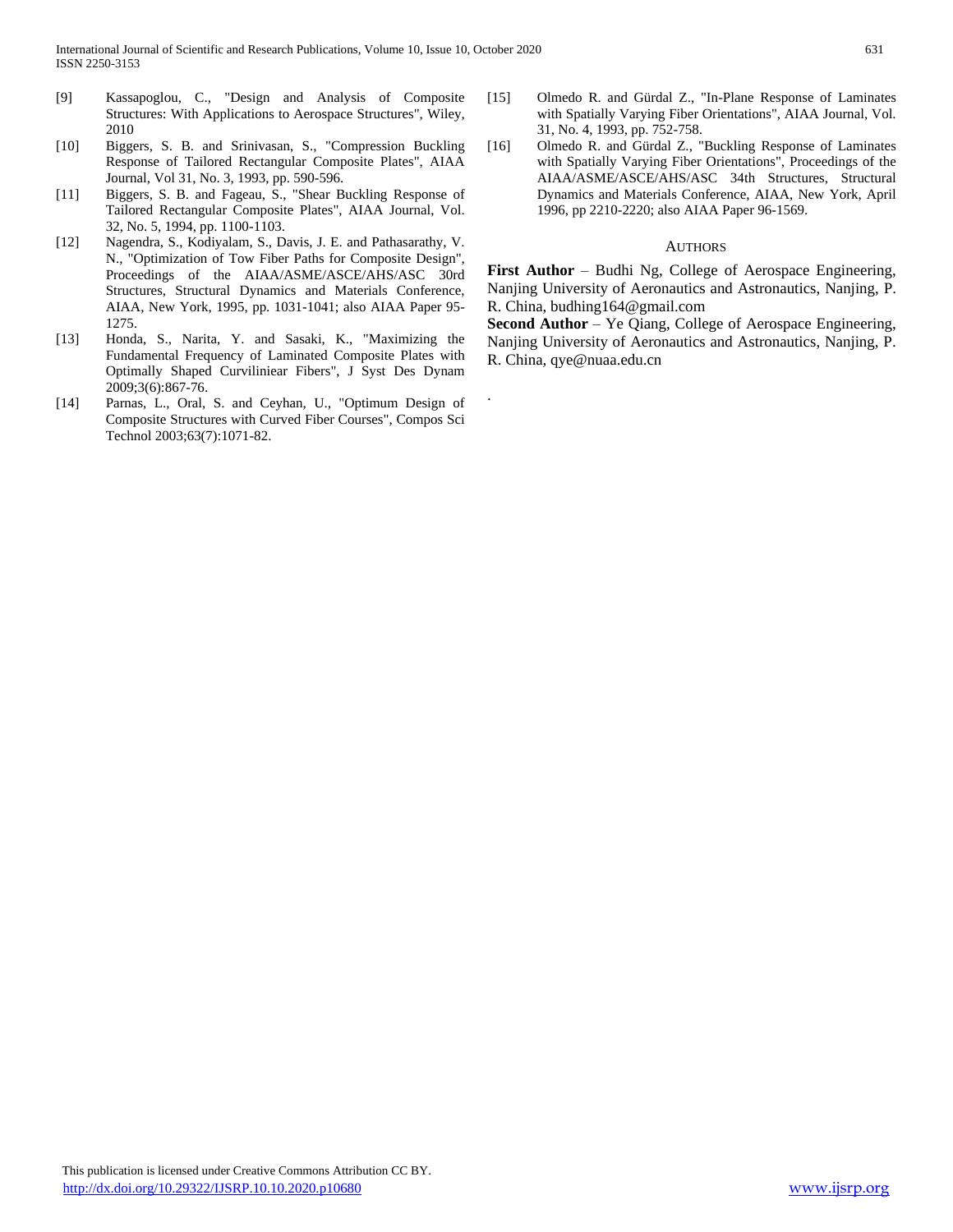[9] Kassapoglou, C., "Design and Analysis of Composite Structures: With Applications to Aerospace Structures", Wiley, 2010

[10] Biggers, S. B. and Srinivasan, S., "Compression Buckling Response of Tailored Rectangular Composite Plates", AIAA Journal, Vol 31, No. 3, 1993, pp. 590-596.

[11] Biggers, S. B. and Fageau, S., "Shear Buckling Response of Tailored Rectangular Composite Plates", AIAA Journal, Vol. 32, No. 5, 1994, pp. 1100-1103.

[12] Nagendra, S., Kodiyalam, S., Davis, J. E. and Pathasarathy, V. N., "Optimization of Tow Fiber Paths for Composite Design", Proceedings of the AIAA/ASME/ASCE/AHS/ASC 30rd Structures, Structural Dynamics and Materials Conference, AIAA, New York, 1995, pp. 1031-1041; also AIAA Paper 95-1275.

[13] Honda, S., Narita, Y. and Sasaki, K., "Maximizing the Fundamental Frequency of Laminated Composite Plates with Optimally Shaped Curviliniear Fibers", J Syst Des Dynam 2009;3(6):867-76.

[14] Parnas, L., Oral, S. and Ceyhan, U., "Optimum Design of Composite Structures with Curved Fiber Courses", Compos Sci Technol 2003;63(7):1071-82.

[15] Olmedo R. and Gürdal Z., "In-Plane Response of Laminates with Spatially Varying Fiber Orientations", AIAA Journal, Vol. 31, No. 4, 1993, pp. 752-758.

[16] Olmedo R. and Gürdal Z., "Buckling Response of Laminates with Spatially Varying Fiber Orientations", Proceedings of the AIAA/ASME/ASCE/AHS/ASC 34th Structures, Structural Dynamics and Materials Conference, AIAA, New York, April 1996, pp 2210-2220; also AIAA Paper 96-1569.

## AUTHORS

**First Author** – Budhi Ng, College of Aerospace Engineering, Nanjing University of Aeronautics and Astronautics, Nanjing, P. R. China, budhing164@gmail.com

**Second Author** – Ye Qiang, College of Aerospace Engineering, Nanjing University of Aeronautics and Astronautics, Nanjing, P. R. China, qye@nuaa.edu.cn